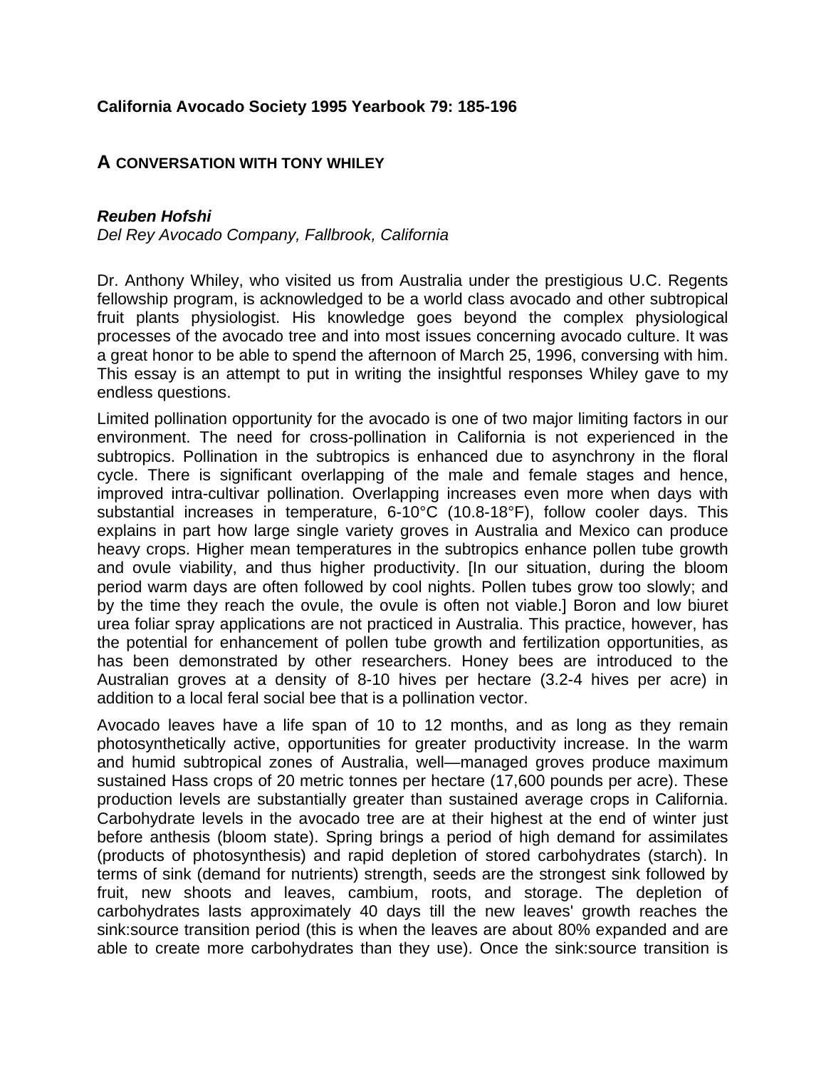**California Avocado Society 1995 Yearbook 79: 185-196**

# A CONVERSATION WITH TONY WHILEY

***Reuben Hofshi***
*Del Rey Avocado Company, Fallbrook, California*

Dr. Anthony Whiley, who visited us from Australia under the prestigious U.C. Regents fellowship program, is acknowledged to be a world class avocado and other subtropical fruit plants physiologist. His knowledge goes beyond the complex physiological processes of the avocado tree and into most issues concerning avocado culture. It was a great honor to be able to spend the afternoon of March 25, 1996, conversing with him. This essay is an attempt to put in writing the insightful responses Whiley gave to my endless questions.

Limited pollination opportunity for the avocado is one of two major limiting factors in our environment. The need for cross-pollination in California is not experienced in the subtropics. Pollination in the subtropics is enhanced due to asynchrony in the floral cycle. There is significant overlapping of the male and female stages and hence, improved intra-cultivar pollination. Overlapping increases even more when days with substantial increases in temperature, 6-10°C (10.8-18°F), follow cooler days. This explains in part how large single variety groves in Australia and Mexico can produce heavy crops. Higher mean temperatures in the subtropics enhance pollen tube growth and ovule viability, and thus higher productivity. [In our situation, during the bloom period warm days are often followed by cool nights. Pollen tubes grow too slowly; and by the time they reach the ovule, the ovule is often not viable.] Boron and low biuret urea foliar spray applications are not practiced in Australia. This practice, however, has the potential for enhancement of pollen tube growth and fertilization opportunities, as has been demonstrated by other researchers. Honey bees are introduced to the Australian groves at a density of 8-10 hives per hectare (3.2-4 hives per acre) in addition to a local feral social bee that is a pollination vector.

Avocado leaves have a life span of 10 to 12 months, and as long as they remain photosynthetically active, opportunities for greater productivity increase. In the warm and humid subtropical zones of Australia, well—managed groves produce maximum sustained Hass crops of 20 metric tonnes per hectare (17,600 pounds per acre). These production levels are substantially greater than sustained average crops in California. Carbohydrate levels in the avocado tree are at their highest at the end of winter just before anthesis (bloom state). Spring brings a period of high demand for assimilates (products of photosynthesis) and rapid depletion of stored carbohydrates (starch). In terms of sink (demand for nutrients) strength, seeds are the strongest sink followed by fruit, new shoots and leaves, cambium, roots, and storage. The depletion of carbohydrates lasts approximately 40 days till the new leaves' growth reaches the sink:source transition period (this is when the leaves are about 80% expanded and are able to create more carbohydrates than they use). Once the sink:source transition is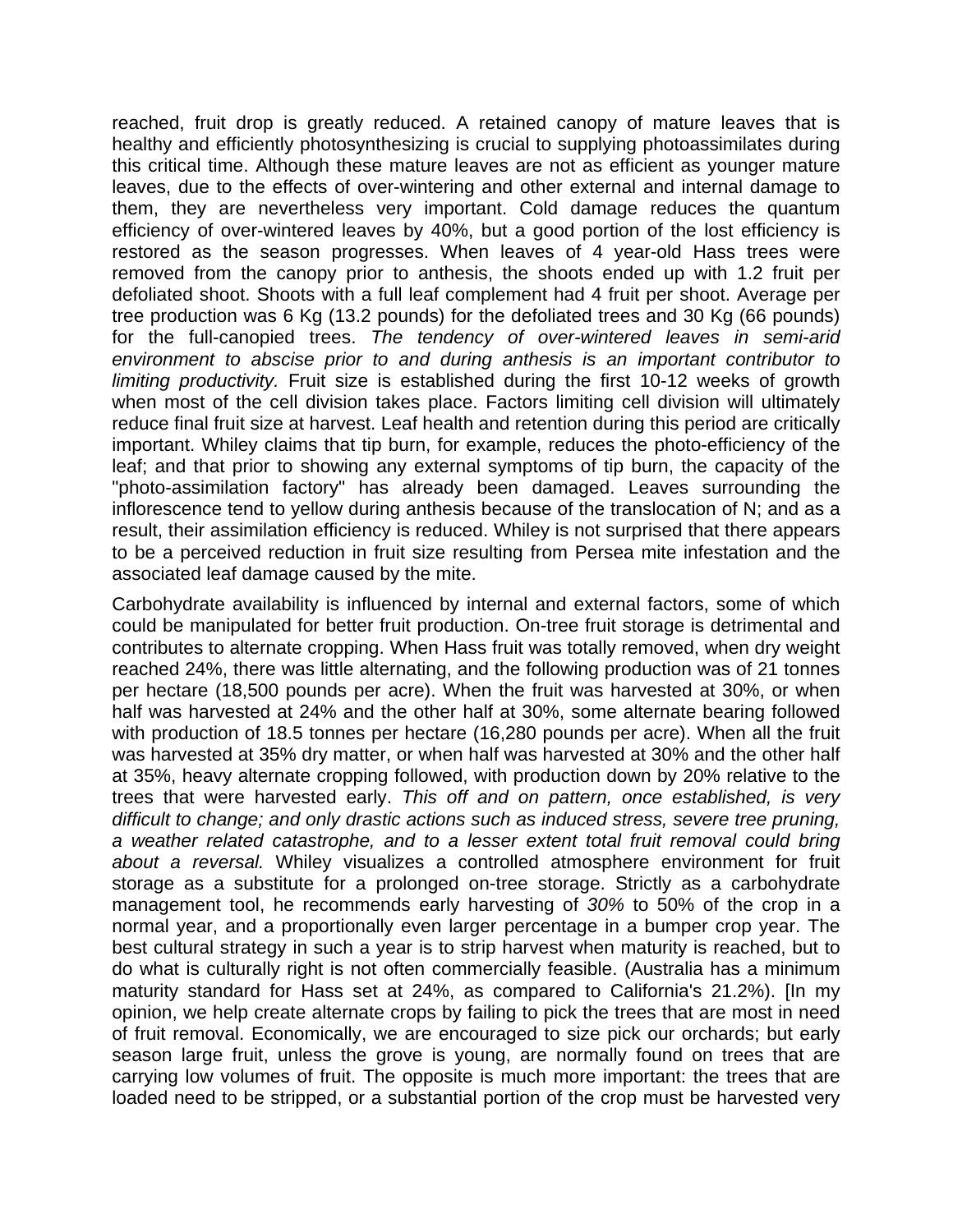reached, fruit drop is greatly reduced. A retained canopy of mature leaves that is healthy and efficiently photosynthesizing is crucial to supplying photoassimilates during this critical time. Although these mature leaves are not as efficient as younger mature leaves, due to the effects of over-wintering and other external and internal damage to them, they are nevertheless very important. Cold damage reduces the quantum efficiency of over-wintered leaves by 40%, but a good portion of the lost efficiency is restored as the season progresses. When leaves of 4 year-old Hass trees were removed from the canopy prior to anthesis, the shoots ended up with 1.2 fruit per defoliated shoot. Shoots with a full leaf complement had 4 fruit per shoot. Average per tree production was 6 Kg (13.2 pounds) for the defoliated trees and 30 Kg (66 pounds) for the full-canopied trees. *The tendency of over-wintered leaves in semi-arid environment to abscise prior to and during anthesis is an important contributor to limiting productivity.* Fruit size is established during the first 10-12 weeks of growth when most of the cell division takes place. Factors limiting cell division will ultimately reduce final fruit size at harvest. Leaf health and retention during this period are critically important. Whiley claims that tip burn, for example, reduces the photo-efficiency of the leaf; and that prior to showing any external symptoms of tip burn, the capacity of the "photo-assimilation factory" has already been damaged. Leaves surrounding the inflorescence tend to yellow during anthesis because of the translocation of N; and as a result, their assimilation efficiency is reduced. Whiley is not surprised that there appears to be a perceived reduction in fruit size resulting from Persea mite infestation and the associated leaf damage caused by the mite.

Carbohydrate availability is influenced by internal and external factors, some of which could be manipulated for better fruit production. On-tree fruit storage is detrimental and contributes to alternate cropping. When Hass fruit was totally removed, when dry weight reached 24%, there was little alternating, and the following production was of 21 tonnes per hectare (18,500 pounds per acre). When the fruit was harvested at 30%, or when half was harvested at 24% and the other half at 30%, some alternate bearing followed with production of 18.5 tonnes per hectare (16,280 pounds per acre). When all the fruit was harvested at 35% dry matter, or when half was harvested at 30% and the other half at 35%, heavy alternate cropping followed, with production down by 20% relative to the trees that were harvested early. *This off and on pattern, once established, is very difficult to change; and only drastic actions such as induced stress, severe tree pruning, a weather related catastrophe, and to a lesser extent total fruit removal could bring about a reversal.* Whiley visualizes a controlled atmosphere environment for fruit storage as a substitute for a prolonged on-tree storage. Strictly as a carbohydrate management tool, he recommends early harvesting of *30%* to 50% of the crop in a normal year, and a proportionally even larger percentage in a bumper crop year. The best cultural strategy in such a year is to strip harvest when maturity is reached, but to do what is culturally right is not often commercially feasible. (Australia has a minimum maturity standard for Hass set at 24%, as compared to California's 21.2%). [In my opinion, we help create alternate crops by failing to pick the trees that are most in need of fruit removal. Economically, we are encouraged to size pick our orchards; but early season large fruit, unless the grove is young, are normally found on trees that are carrying low volumes of fruit. The opposite is much more important: the trees that are loaded need to be stripped, or a substantial portion of the crop must be harvested very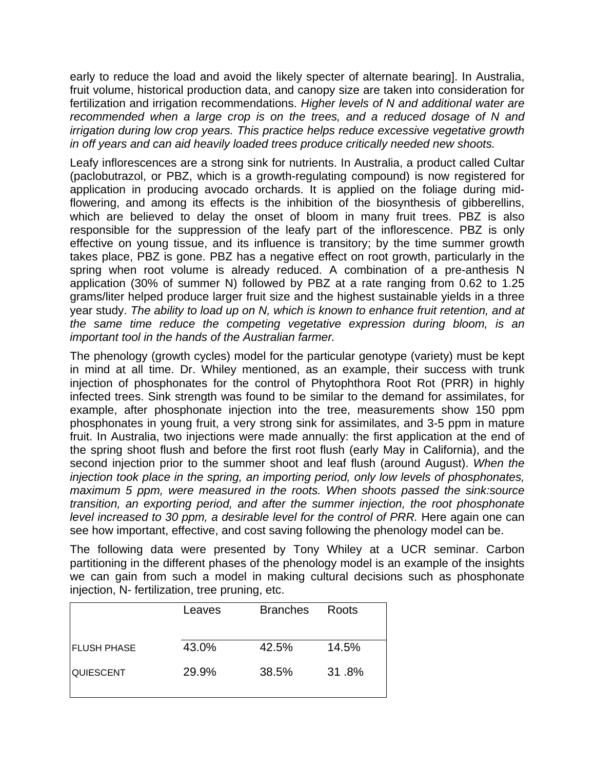early to reduce the load and avoid the likely specter of alternate bearing]. In Australia, fruit volume, historical production data, and canopy size are taken into consideration for fertilization and irrigation recommendations. *Higher levels of N and additional water are recommended when a large crop is on the trees, and a reduced dosage of N and irrigation during low crop years. This practice helps reduce excessive vegetative growth in off years and can aid heavily loaded trees produce critically needed new shoots.*

Leafy inflorescences are a strong sink for nutrients. In Australia, a product called Cultar (paclobutrazol, or PBZ, which is a growth-regulating compound) is now registered for application in producing avocado orchards. It is applied on the foliage during mid-flowering, and among its effects is the inhibition of the biosynthesis of gibberellins, which are believed to delay the onset of bloom in many fruit trees. PBZ is also responsible for the suppression of the leafy part of the inflorescence. PBZ is only effective on young tissue, and its influence is transitory; by the time summer growth takes place, PBZ is gone. PBZ has a negative effect on root growth, particularly in the spring when root volume is already reduced. A combination of a pre-anthesis N application (30% of summer N) followed by PBZ at a rate ranging from 0.62 to 1.25 grams/liter helped produce larger fruit size and the highest sustainable yields in a three year study. *The ability to load up on N, which is known to enhance fruit retention, and at the same time reduce the competing vegetative expression during bloom, is an important tool in the hands of the Australian farmer.*

The phenology (growth cycles) model for the particular genotype (variety) must be kept in mind at all time. Dr. Whiley mentioned, as an example, their success with trunk injection of phosphonates for the control of Phytophthora Root Rot (PRR) in highly infected trees. Sink strength was found to be similar to the demand for assimilates, for example, after phosphonate injection into the tree, measurements show 150 ppm phosphonates in young fruit, a very strong sink for assimilates, and 3-5 ppm in mature fruit. In Australia, two injections were made annually: the first application at the end of the spring shoot flush and before the first root flush (early May in California), and the second injection prior to the summer shoot and leaf flush (around August). *When the injection took place in the spring, an importing period, only low levels of phosphonates, maximum 5 ppm, were measured in the roots. When shoots passed the sink:source transition, an exporting period, and after the summer injection, the root phosphonate level increased to 30 ppm, a desirable level for the control of PRR.* Here again one can see how important, effective, and cost saving following the phenology model can be.

The following data were presented by Tony Whiley at a UCR seminar. Carbon partitioning in the different phases of the phenology model is an example of the insights we can gain from such a model in making cultural decisions such as phosphonate injection, N- fertilization, tree pruning, etc.

| | Leaves | Branches | Roots |
|---|---|---|---|
| FLUSH PHASE | 43.0% | 42.5% | 14.5% |
| QUIESCENT | 29.9% | 38.5% | 31 .8% |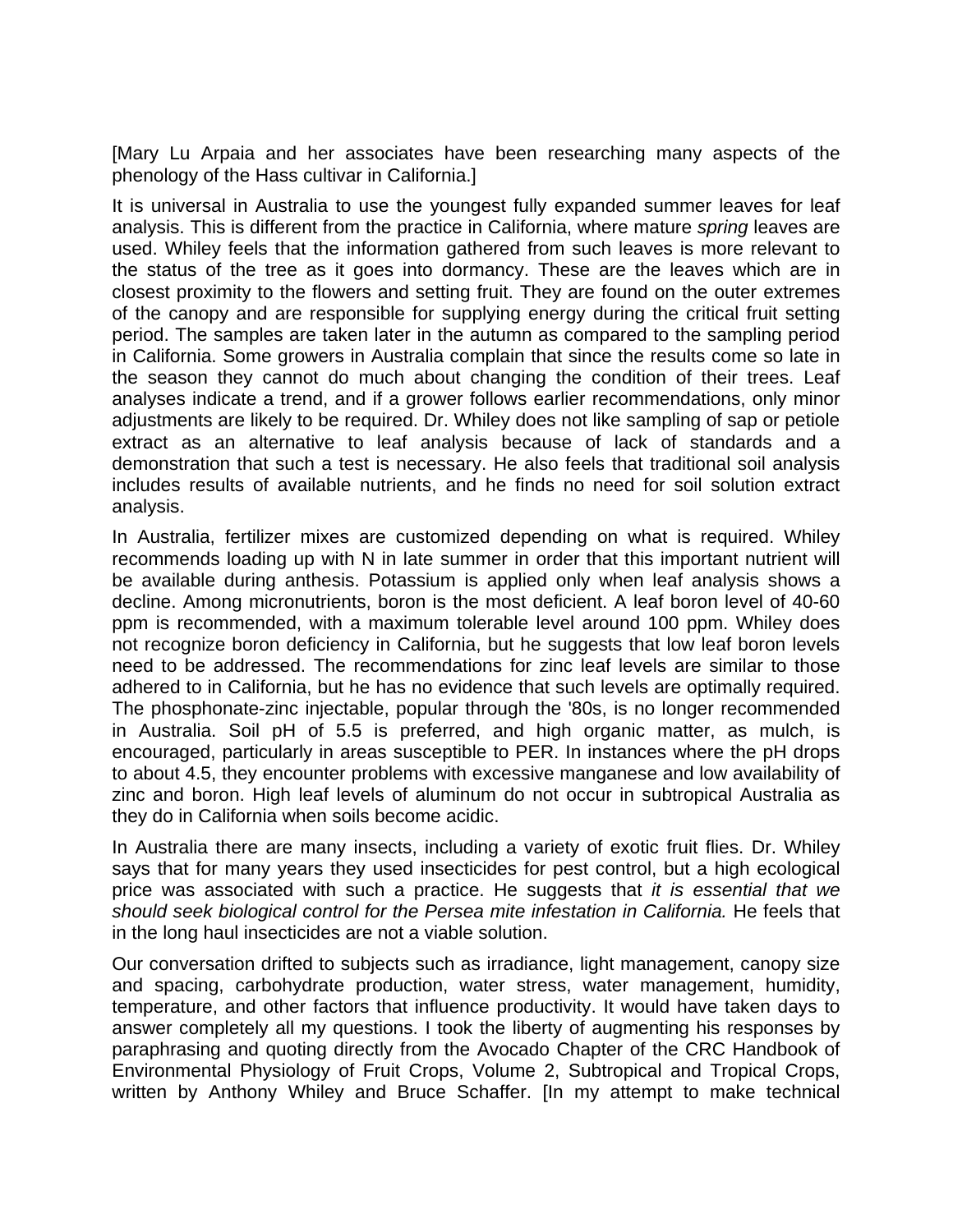[Mary Lu Arpaia and her associates have been researching many aspects of the phenology of the Hass cultivar in California.]

It is universal in Australia to use the youngest fully expanded summer leaves for leaf analysis. This is different from the practice in California, where mature *spring* leaves are used. Whiley feels that the information gathered from such leaves is more relevant to the status of the tree as it goes into dormancy. These are the leaves which are in closest proximity to the flowers and setting fruit. They are found on the outer extremes of the canopy and are responsible for supplying energy during the critical fruit setting period. The samples are taken later in the autumn as compared to the sampling period in California. Some growers in Australia complain that since the results come so late in the season they cannot do much about changing the condition of their trees. Leaf analyses indicate a trend, and if a grower follows earlier recommendations, only minor adjustments are likely to be required. Dr. Whiley does not like sampling of sap or petiole extract as an alternative to leaf analysis because of lack of standards and a demonstration that such a test is necessary. He also feels that traditional soil analysis includes results of available nutrients, and he finds no need for soil solution extract analysis.

In Australia, fertilizer mixes are customized depending on what is required. Whiley recommends loading up with N in late summer in order that this important nutrient will be available during anthesis. Potassium is applied only when leaf analysis shows a decline. Among micronutrients, boron is the most deficient. A leaf boron level of 40-60 ppm is recommended, with a maximum tolerable level around 100 ppm. Whiley does not recognize boron deficiency in California, but he suggests that low leaf boron levels need to be addressed. The recommendations for zinc leaf levels are similar to those adhered to in California, but he has no evidence that such levels are optimally required. The phosphonate-zinc injectable, popular through the '80s, is no longer recommended in Australia. Soil pH of 5.5 is preferred, and high organic matter, as mulch, is encouraged, particularly in areas susceptible to PER. In instances where the pH drops to about 4.5, they encounter problems with excessive manganese and low availability of zinc and boron. High leaf levels of aluminum do not occur in subtropical Australia as they do in California when soils become acidic.

In Australia there are many insects, including a variety of exotic fruit flies. Dr. Whiley says that for many years they used insecticides for pest control, but a high ecological price was associated with such a practice. He suggests that *it is essential that we should seek biological control for the Persea mite infestation in California.* He feels that in the long haul insecticides are not a viable solution.

Our conversation drifted to subjects such as irradiance, light management, canopy size and spacing, carbohydrate production, water stress, water management, humidity, temperature, and other factors that influence productivity. It would have taken days to answer completely all my questions. I took the liberty of augmenting his responses by paraphrasing and quoting directly from the Avocado Chapter of the CRC Handbook of Environmental Physiology of Fruit Crops, Volume 2, Subtropical and Tropical Crops, written by Anthony Whiley and Bruce Schaffer. [In my attempt to make technical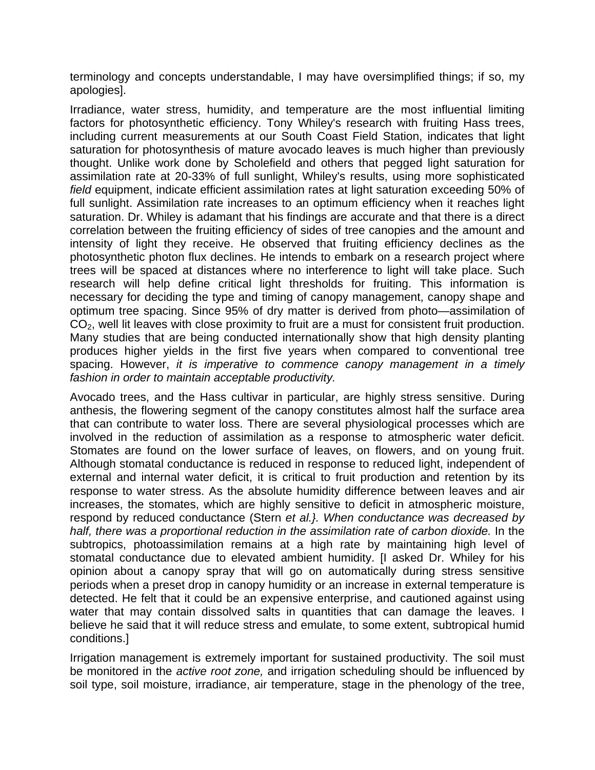terminology and concepts understandable, I may have oversimplified things; if so, my apologies].

Irradiance, water stress, humidity, and temperature are the most influential limiting factors for photosynthetic efficiency. Tony Whiley's research with fruiting Hass trees, including current measurements at our South Coast Field Station, indicates that light saturation for photosynthesis of mature avocado leaves is much higher than previously thought. Unlike work done by Scholefield and others that pegged light saturation for assimilation rate at 20-33% of full sunlight, Whiley's results, using more sophisticated *field* equipment, indicate efficient assimilation rates at light saturation exceeding 50% of full sunlight. Assimilation rate increases to an optimum efficiency when it reaches light saturation. Dr. Whiley is adamant that his findings are accurate and that there is a direct correlation between the fruiting efficiency of sides of tree canopies and the amount and intensity of light they receive. He observed that fruiting efficiency declines as the photosynthetic photon flux declines. He intends to embark on a research project where trees will be spaced at distances where no interference to light will take place. Such research will help define critical light thresholds for fruiting. This information is necessary for deciding the type and timing of canopy management, canopy shape and optimum tree spacing. Since 95% of dry matter is derived from photo—assimilation of $CO_2$, well lit leaves with close proximity to fruit are a must for consistent fruit production. Many studies that are being conducted internationally show that high density planting produces higher yields in the first five years when compared to conventional tree spacing. However, *it is imperative to commence canopy management in a timely fashion in order to maintain acceptable productivity.*

Avocado trees, and the Hass cultivar in particular, are highly stress sensitive. During anthesis, the flowering segment of the canopy constitutes almost half the surface area that can contribute to water loss. There are several physiological processes which are involved in the reduction of assimilation as a response to atmospheric water deficit. Stomates are found on the lower surface of leaves, on flowers, and on young fruit. Although stomatal conductance is reduced in response to reduced light, independent of external and internal water deficit, it is critical to fruit production and retention by its response to water stress. As the absolute humidity difference between leaves and air increases, the stomates, which are highly sensitive to deficit in atmospheric moisture, respond by reduced conductance (Stern *et al.}. When conductance was decreased by half, there was a proportional reduction in the assimilation rate of carbon dioxide.* In the subtropics, photoassimilation remains at a high rate by maintaining high level of stomatal conductance due to elevated ambient humidity. [I asked Dr. Whiley for his opinion about a canopy spray that will go on automatically during stress sensitive periods when a preset drop in canopy humidity or an increase in external temperature is detected. He felt that it could be an expensive enterprise, and cautioned against using water that may contain dissolved salts in quantities that can damage the leaves. I believe he said that it will reduce stress and emulate, to some extent, subtropical humid conditions.]

Irrigation management is extremely important for sustained productivity. The soil must be monitored in the *active root zone,* and irrigation scheduling should be influenced by soil type, soil moisture, irradiance, air temperature, stage in the phenology of the tree,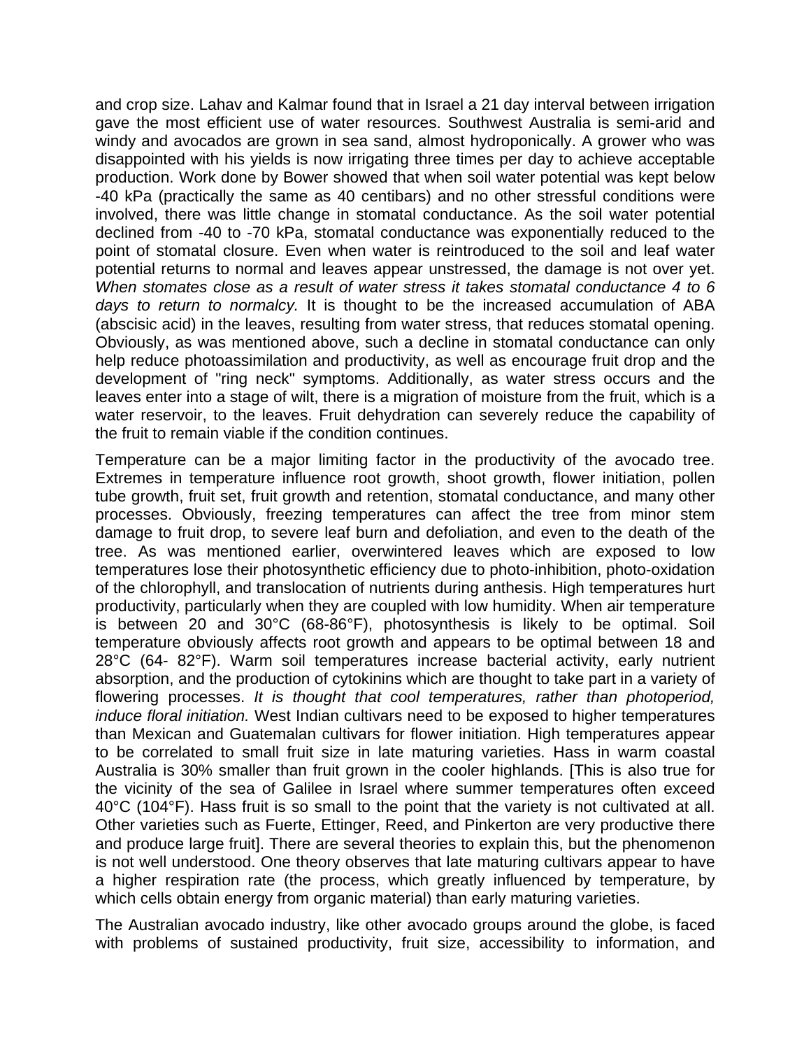and crop size. Lahav and Kalmar found that in Israel a 21 day interval between irrigation gave the most efficient use of water resources. Southwest Australia is semi-arid and windy and avocados are grown in sea sand, almost hydroponically. A grower who was disappointed with his yields is now irrigating three times per day to achieve acceptable production. Work done by Bower showed that when soil water potential was kept below -40 kPa (practically the same as 40 centibars) and no other stressful conditions were involved, there was little change in stomatal conductance. As the soil water potential declined from -40 to -70 kPa, stomatal conductance was exponentially reduced to the point of stomatal closure. Even when water is reintroduced to the soil and leaf water potential returns to normal and leaves appear unstressed, the damage is not over yet. *When stomates close as a result of water stress it takes stomatal conductance 4 to 6 days to return to normalcy.* It is thought to be the increased accumulation of ABA (abscisic acid) in the leaves, resulting from water stress, that reduces stomatal opening. Obviously, as was mentioned above, such a decline in stomatal conductance can only help reduce photoassimilation and productivity, as well as encourage fruit drop and the development of "ring neck" symptoms. Additionally, as water stress occurs and the leaves enter into a stage of wilt, there is a migration of moisture from the fruit, which is a water reservoir, to the leaves. Fruit dehydration can severely reduce the capability of the fruit to remain viable if the condition continues.

Temperature can be a major limiting factor in the productivity of the avocado tree. Extremes in temperature influence root growth, shoot growth, flower initiation, pollen tube growth, fruit set, fruit growth and retention, stomatal conductance, and many other processes. Obviously, freezing temperatures can affect the tree from minor stem damage to fruit drop, to severe leaf burn and defoliation, and even to the death of the tree. As was mentioned earlier, overwintered leaves which are exposed to low temperatures lose their photosynthetic efficiency due to photo-inhibition, photo-oxidation of the chlorophyll, and translocation of nutrients during anthesis. High temperatures hurt productivity, particularly when they are coupled with low humidity. When air temperature is between 20 and 30°C (68-86°F), photosynthesis is likely to be optimal. Soil temperature obviously affects root growth and appears to be optimal between 18 and 28°C (64- 82°F). Warm soil temperatures increase bacterial activity, early nutrient absorption, and the production of cytokinins which are thought to take part in a variety of flowering processes. *It is thought that cool temperatures, rather than photoperiod, induce floral initiation.* West Indian cultivars need to be exposed to higher temperatures than Mexican and Guatemalan cultivars for flower initiation. High temperatures appear to be correlated to small fruit size in late maturing varieties. Hass in warm coastal Australia is 30% smaller than fruit grown in the cooler highlands. [This is also true for the vicinity of the sea of Galilee in Israel where summer temperatures often exceed 40°C (104°F). Hass fruit is so small to the point that the variety is not cultivated at all. Other varieties such as Fuerte, Ettinger, Reed, and Pinkerton are very productive there and produce large fruit]. There are several theories to explain this, but the phenomenon is not well understood. One theory observes that late maturing cultivars appear to have a higher respiration rate (the process, which greatly influenced by temperature, by which cells obtain energy from organic material) than early maturing varieties.

The Australian avocado industry, like other avocado groups around the globe, is faced with problems of sustained productivity, fruit size, accessibility to information, and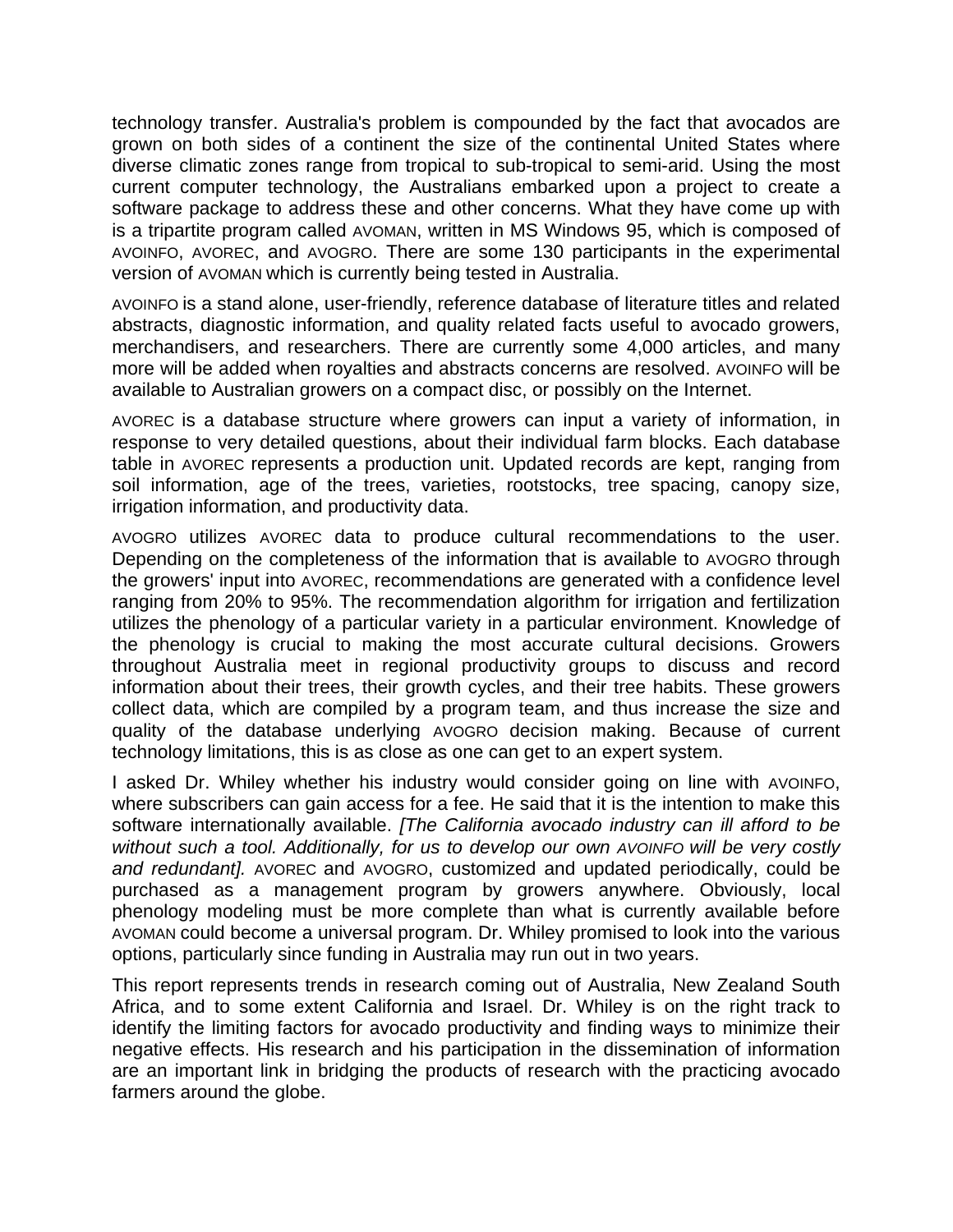technology transfer. Australia's problem is compounded by the fact that avocados are grown on both sides of a continent the size of the continental United States where diverse climatic zones range from tropical to sub-tropical to semi-arid. Using the most current computer technology, the Australians embarked upon a project to create a software package to address these and other concerns. What they have come up with is a tripartite program called AVOMAN, written in MS Windows 95, which is composed of AVOINFO, AVOREC, and AVOGRO. There are some 130 participants in the experimental version of AVOMAN which is currently being tested in Australia.

AVOINFO is a stand alone, user-friendly, reference database of literature titles and related abstracts, diagnostic information, and quality related facts useful to avocado growers, merchandisers, and researchers. There are currently some 4,000 articles, and many more will be added when royalties and abstracts concerns are resolved. AVOINFO will be available to Australian growers on a compact disc, or possibly on the Internet.

AVOREC is a database structure where growers can input a variety of information, in response to very detailed questions, about their individual farm blocks. Each database table in AVOREC represents a production unit. Updated records are kept, ranging from soil information, age of the trees, varieties, rootstocks, tree spacing, canopy size, irrigation information, and productivity data.

AVOGRO utilizes AVOREC data to produce cultural recommendations to the user. Depending on the completeness of the information that is available to AVOGRO through the growers' input into AVOREC, recommendations are generated with a confidence level ranging from 20% to 95%. The recommendation algorithm for irrigation and fertilization utilizes the phenology of a particular variety in a particular environment. Knowledge of the phenology is crucial to making the most accurate cultural decisions. Growers throughout Australia meet in regional productivity groups to discuss and record information about their trees, their growth cycles, and their tree habits. These growers collect data, which are compiled by a program team, and thus increase the size and quality of the database underlying AVOGRO decision making. Because of current technology limitations, this is as close as one can get to an expert system.

I asked Dr. Whiley whether his industry would consider going on line with AVOINFO, where subscribers can gain access for a fee. He said that it is the intention to make this software internationally available. *[The California avocado industry can ill afford to be without such a tool. Additionally, for us to develop our own AVOINFO will be very costly and redundant].* AVOREC and AVOGRO, customized and updated periodically, could be purchased as a management program by growers anywhere. Obviously, local phenology modeling must be more complete than what is currently available before AVOMAN could become a universal program. Dr. Whiley promised to look into the various options, particularly since funding in Australia may run out in two years.

This report represents trends in research coming out of Australia, New Zealand South Africa, and to some extent California and Israel. Dr. Whiley is on the right track to identify the limiting factors for avocado productivity and finding ways to minimize their negative effects. His research and his participation in the dissemination of information are an important link in bridging the products of research with the practicing avocado farmers around the globe.